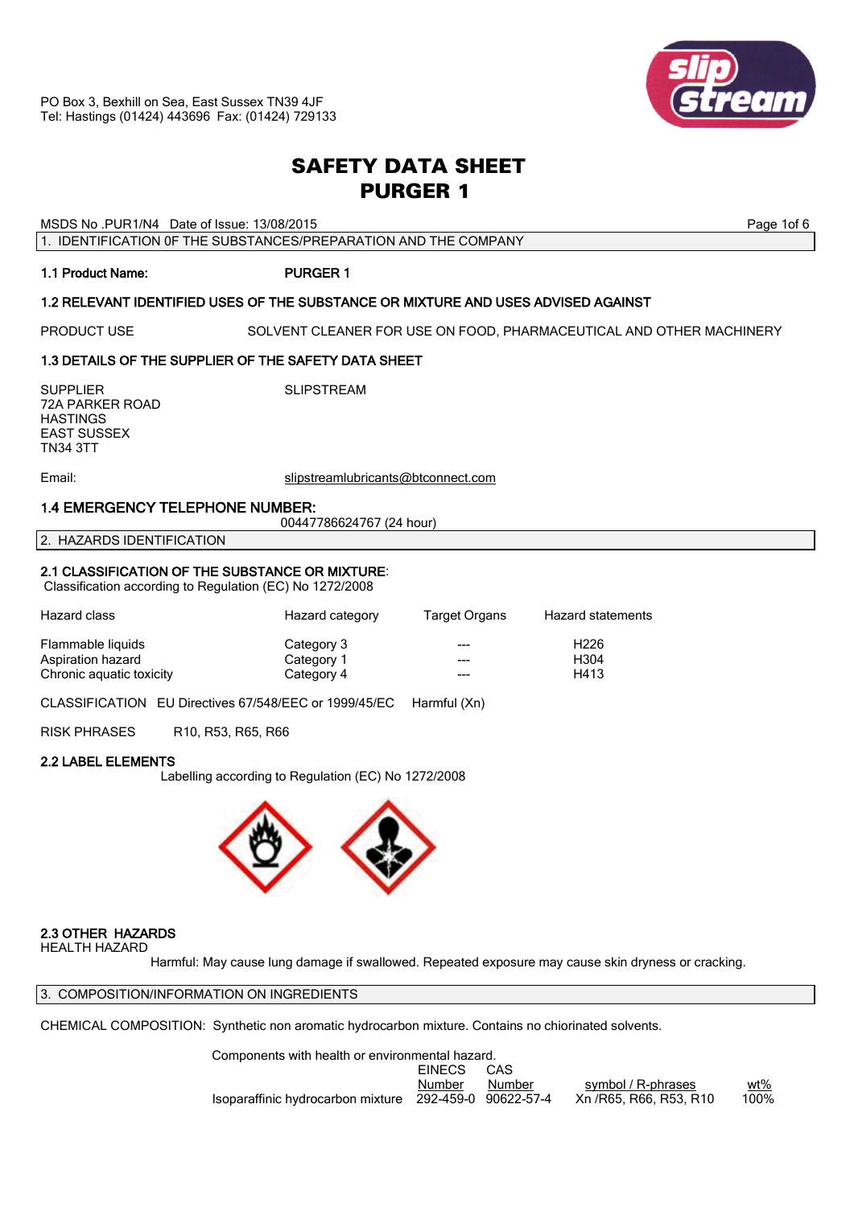PO Box 3, Bexhill on Sea, East Sussex TN39 4JF
Tel: Hastings (01424) 443696 Fax: (01424) 729133

# SAFETY DATA SHEET
# PURGER 1

MSDS No .PUR1/N4 Date of Issue: 13/08/2015

## 1. IDENTIFICATION 0F THE SUBSTANCES/PREPARATION AND THE COMPANY

**1.1 Product Name:** **PURGER 1**

**1.2 RELEVANT IDENTIFIED USES OF THE SUBSTANCE OR MIXTURE AND USES ADVISED AGAINST**

PRODUCT USE SOLVENT CLEANER FOR USE ON FOOD, PHARMACEUTICAL AND OTHER MACHINERY

**1.3 DETAILS OF THE SUPPLIER OF THE SAFETY DATA SHEET**

SUPPLIER
72A PARKER ROAD
HASTINGS
EAST SUSSEX
TN34 3TT

SLIPSTREAM

Email: slipstreamlubricants@btconnect.com

**1.4 EMERGENCY TELEPHONE NUMBER:**
00447786624767 (24 hour)

## 2. HAZARDS IDENTIFICATION

**2.1 CLASSIFICATION OF THE SUBSTANCE OR MIXTURE**:
Classification according to Regulation (EC) No 1272/2008

| Hazard class | Hazard category | Target Organs | Hazard statements |
|---|---|---|---|
| Flammable liquids | Category 3 | --- | H226 |
| Aspiration hazard | Category 1 | --- | H304 |
| Chronic aquatic toxicity | Category 4 | --- | H413 |

CLASSIFICATION EU Directives 67/548/EEC or 1999/45/EC Harmful (Xn)

RISK PHRASES R10, R53, R65, R66

**2.2 LABEL ELEMENTS**
Labelling according to Regulation (EC) No 1272/2008

**2.3 OTHER HAZARDS**
HEALTH HAZARD
Harmful: May cause lung damage if swallowed. Repeated exposure may cause skin dryness or cracking.

## 3. COMPOSITION/INFORMATION ON INGREDIENTS

CHEMICAL COMPOSITION: Synthetic non aromatic hydrocarbon mixture. Contains no chiorinated solvents.

Components with health or environmental hazard.

| | EINECS Number | CAS Number | symbol / R-phrases | wt% |
|---|---|---|---|---|
| Isoparaffinic hydrocarbon mixture | 292-459-0 | 90622-57-4 | Xn /R65, R66, R53, R10 | 100% |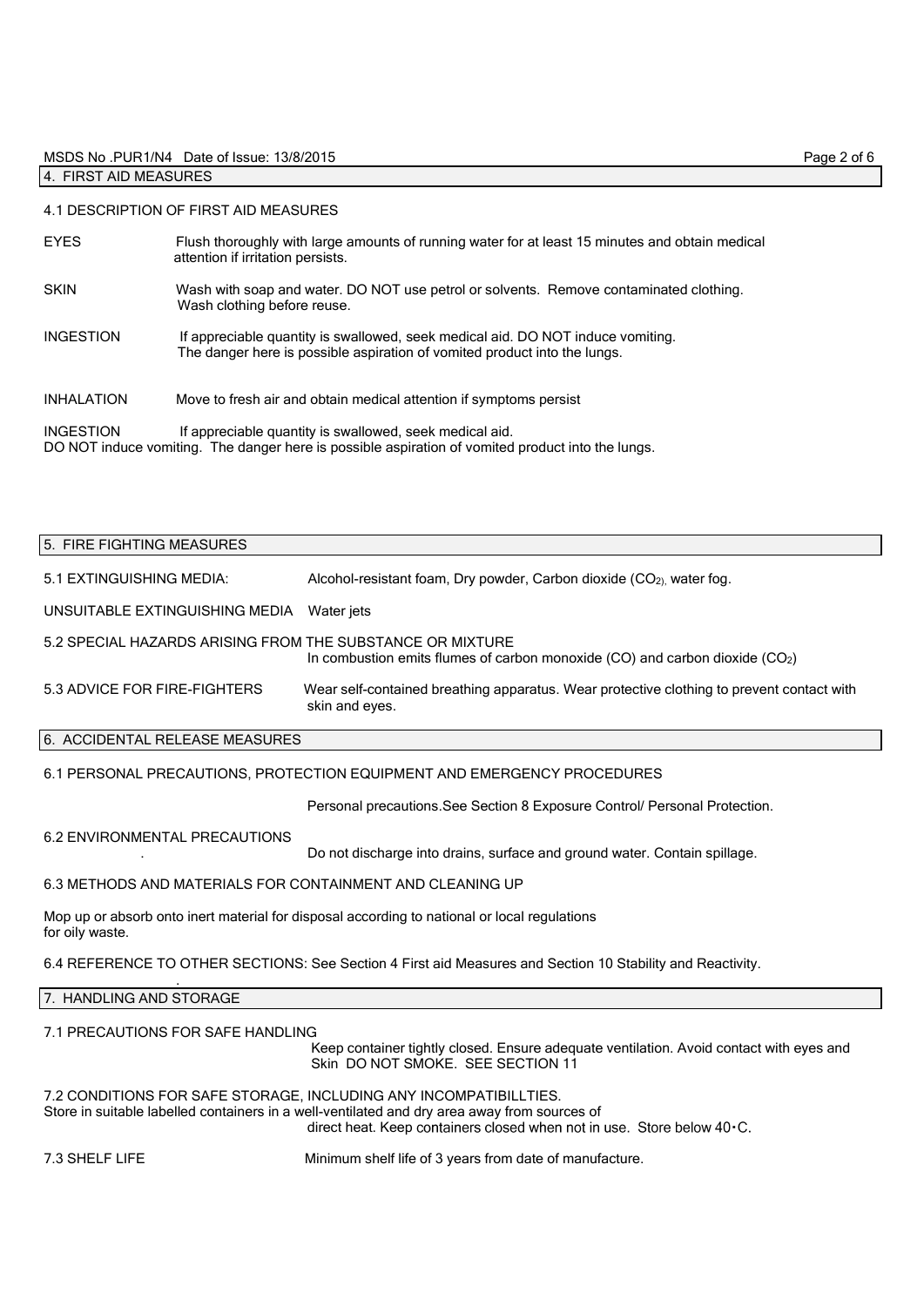## 4. FIRST AID MEASURES

### 4.1 DESCRIPTION OF FIRST AID MEASURES

**EYES** Flush thoroughly with large amounts of running water for at least 15 minutes and obtain medical attention if irritation persists.

**SKIN** Wash with soap and water. DO NOT use petrol or solvents. Remove contaminated clothing. Wash clothing before reuse.

**INGESTION** If appreciable quantity is swallowed, seek medical aid. DO NOT induce vomiting. The danger here is possible aspiration of vomited product into the lungs.

**INHALATION** Move to fresh air and obtain medical attention if symptoms persist

**INGESTION** If appreciable quantity is swallowed, seek medical aid.
DO NOT induce vomiting. The danger here is possible aspiration of vomited product into the lungs.

## 5. FIRE FIGHTING MEASURES

**5.1 EXTINGUISHING MEDIA:** Alcohol-resistant foam, Dry powder, Carbon dioxide ($CO_2$), water fog.

**UNSUITABLE EXTINGUISHING MEDIA** Water jets

**5.2 SPECIAL HAZARDS ARISING FROM THE SUBSTANCE OR MIXTURE**
In combustion emits flumes of carbon monoxide (CO) and carbon dioxide ($CO_2$)

**5.3 ADVICE FOR FIRE-FIGHTERS** Wear self-contained breathing apparatus. Wear protective clothing to prevent contact with skin and eyes.

## 6. ACCIDENTAL RELEASE MEASURES

### 6.1 PERSONAL PRECAUTIONS, PROTECTION EQUIPMENT AND EMERGENCY PROCEDURES

Personal precautions.See Section 8 Exposure Control/ Personal Protection.

### 6.2 ENVIRONMENTAL PRECAUTIONS

Do not discharge into drains, surface and ground water. Contain spillage.

### 6.3 METHODS AND MATERIALS FOR CONTAINMENT AND CLEANING UP

Mop up or absorb onto inert material for disposal according to national or local regulations for oily waste.

6.4 REFERENCE TO OTHER SECTIONS: See Section 4 First aid Measures and Section 10 Stability and Reactivity.

## 7. HANDLING AND STORAGE

### 7.1 PRECAUTIONS FOR SAFE HANDLING

Keep container tightly closed. Ensure adequate ventilation. Avoid contact with eyes and Skin DO NOT SMOKE. SEE SECTION 11

### 7.2 CONDITIONS FOR SAFE STORAGE, INCLUDING ANY INCOMPATIBILLTIES.

Store in suitable labelled containers in a well-ventilated and dry area away from sources of direct heat. Keep containers closed when not in use. Store below 40・C.

**7.3 SHELF LIFE** Minimum shelf life of 3 years from date of manufacture.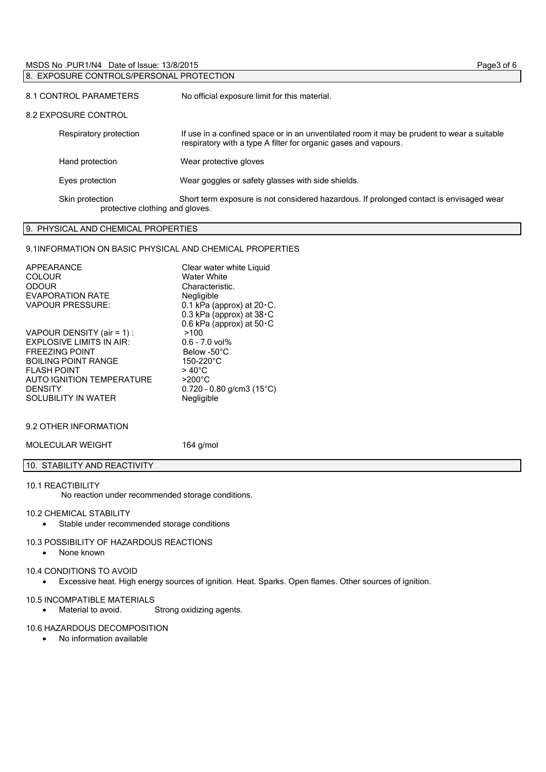## 8. EXPOSURE CONTROLS/PERSONAL PROTECTION

**8.1 CONTROL PARAMETERS** — No official exposure limit for this material.

**8.2 EXPOSURE CONTROL**

| | |
|---|---|
| Respiratory protection | If use in a confined space or in an unventilated room it may be prudent to wear a suitable respiratory with a type A filter for organic gases and vapours. |
| Hand protection | Wear protective gloves |
| Eyes protection | Wear goggles or safety glasses with side shields. |
| Skin protection | Short term exposure is not considered hazardous. If prolonged contact is envisaged wear protective clothing and gloves. |

## 9. PHYSICAL AND CHEMICAL PROPERTIES

### 9.1INFORMATION ON BASIC PHYSICAL AND CHEMICAL PROPERTIES

| | |
|---|---|
| APPEARANCE | Clear water white Liquid |
| COLOUR | Water White |
| ODOUR | Characteristic. |
| EVAPORATION RATE | Negligible |
| VAPOUR PRESSURE: | 0.1 kPa (approx) at 20•C.<br>0.3 kPa (approx) at 38•C<br>0.6 kPa (approx) at 50•C |
| VAPOUR DENSITY (air = 1) : | >100 |
| EXPLOSIVE LIMITS IN AIR: | 0.6 – 7.0 vol% |
| FREEZING POINT | Below -50°C |
| BOILING POINT RANGE | 150-220°C |
| FLASH POINT | > 40°C |
| AUTO IGNITION TEMPERATURE | >200°C |
| DENSITY | 0.720 – 0.80 g/cm3 (15°C) |
| SOLUBILITY IN WATER | Negligible |

### 9.2 OTHER INFORMATION

| | |
|---|---|
| MOLECULAR WEIGHT | 164 g/mol |

## 10. STABILITY AND REACTIVITY

**10.1 REACTIBILITY**

No reaction under recommended storage conditions.

**10.2 CHEMICAL STABILITY**

- Stable under recommended storage conditions

**10.3 POSSIBILITY OF HAZARDOUS REACTIONS**

- None known

**10.4 CONDITIONS TO AVOID**

- Excessive heat. High energy sources of ignition. Heat. Sparks. Open flames. Other sources of ignition.

**10.5 INCOMPATIBLE MATERIALS**

- Material to avoid. Strong oxidizing agents.

**10.6 HAZARDOUS DECOMPOSITION**

- No information available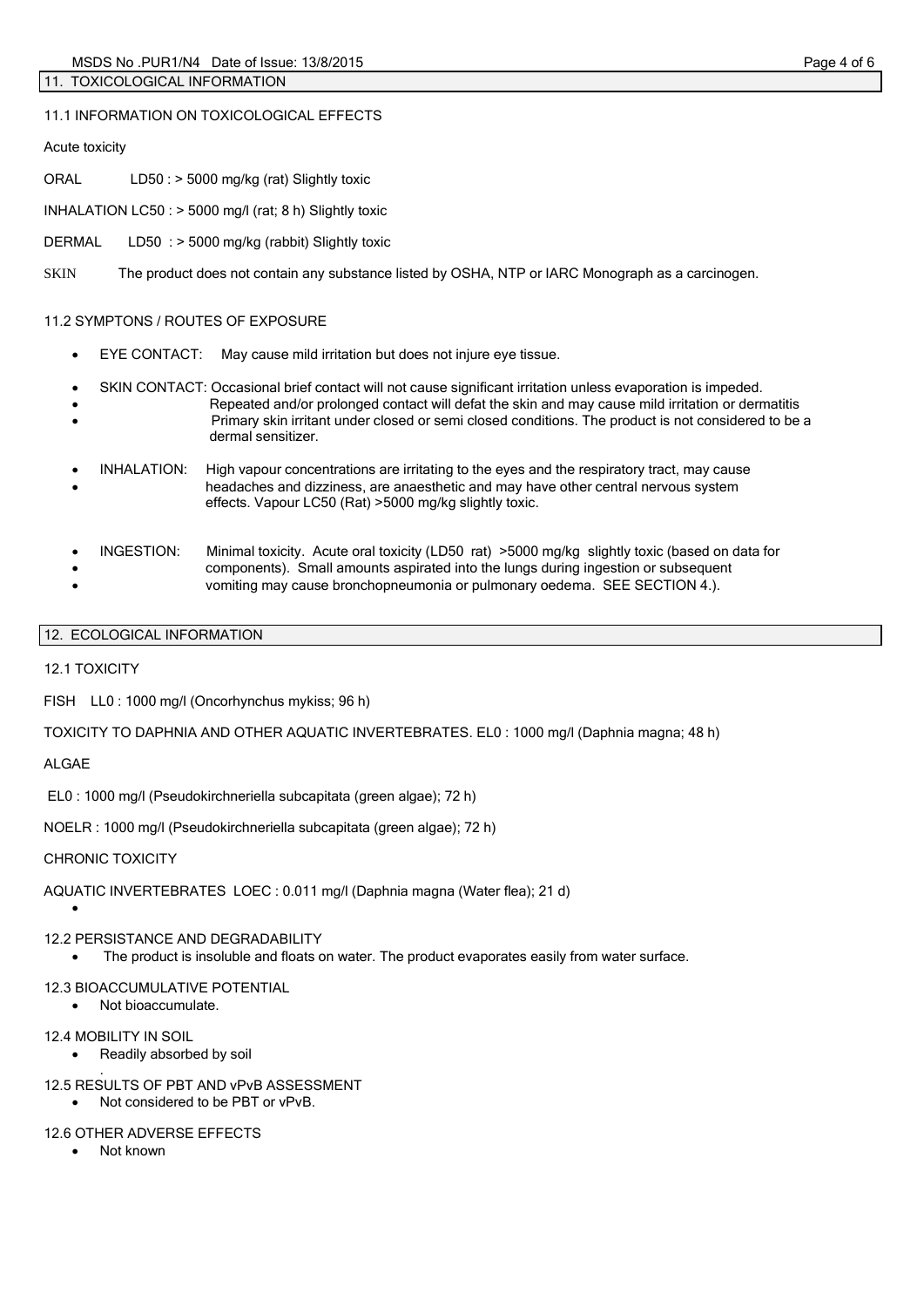## 11. TOXICOLOGICAL INFORMATION

### 11.1 INFORMATION ON TOXICOLOGICAL EFFECTS

Acute toxicity

ORAL LD50 : > 5000 mg/kg (rat) Slightly toxic

INHALATION LC50 : > 5000 mg/l (rat; 8 h) Slightly toxic

DERMAL LD50 : > 5000 mg/kg (rabbit) Slightly toxic

SKIN The product does not contain any substance listed by OSHA, NTP or IARC Monograph as a carcinogen.

### 11.2 SYMPTONS / ROUTES OF EXPOSURE

- EYE CONTACT: May cause mild irritation but does not injure eye tissue.
- SKIN CONTACT: Occasional brief contact will not cause significant irritation unless evaporation is impeded. Repeated and/or prolonged contact will defat the skin and may cause mild irritation or dermatitis Primary skin irritant under closed or semi closed conditions. The product is not considered to be a dermal sensitizer.
- INHALATION: High vapour concentrations are irritating to the eyes and the respiratory tract, may cause headaches and dizziness, are anaesthetic and may have other central nervous system effects. Vapour LC50 (Rat) >5000 mg/kg slightly toxic.
- INGESTION: Minimal toxicity. Acute oral toxicity (LD50 rat) >5000 mg/kg slightly toxic (based on data for components). Small amounts aspirated into the lungs during ingestion or subsequent vomiting may cause bronchopneumonia or pulmonary oedema. SEE SECTION 4.).

## 12. ECOLOGICAL INFORMATION

### 12.1 TOXICITY

FISH LL0 : 1000 mg/l (Oncorhynchus mykiss; 96 h)

TOXICITY TO DAPHNIA AND OTHER AQUATIC INVERTEBRATES. EL0 : 1000 mg/l (Daphnia magna; 48 h)

ALGAE

EL0 : 1000 mg/l (Pseudokirchneriella subcapitata (green algae); 72 h)

NOELR : 1000 mg/l (Pseudokirchneriella subcapitata (green algae); 72 h)

CHRONIC TOXICITY

AQUATIC INVERTEBRATES LOEC : 0.011 mg/l (Daphnia magna (Water flea); 21 d)

### 12.2 PERSISTANCE AND DEGRADABILITY

- The product is insoluble and floats on water. The product evaporates easily from water surface.

### 12.3 BIOACCUMULATIVE POTENTIAL

- Not bioaccumulate.

### 12.4 MOBILITY IN SOIL

- Readily absorbed by soil

### 12.5 RESULTS OF PBT AND vPvB ASSESSMENT

- Not considered to be PBT or vPvB.

### 12.6 OTHER ADVERSE EFFECTS

- Not known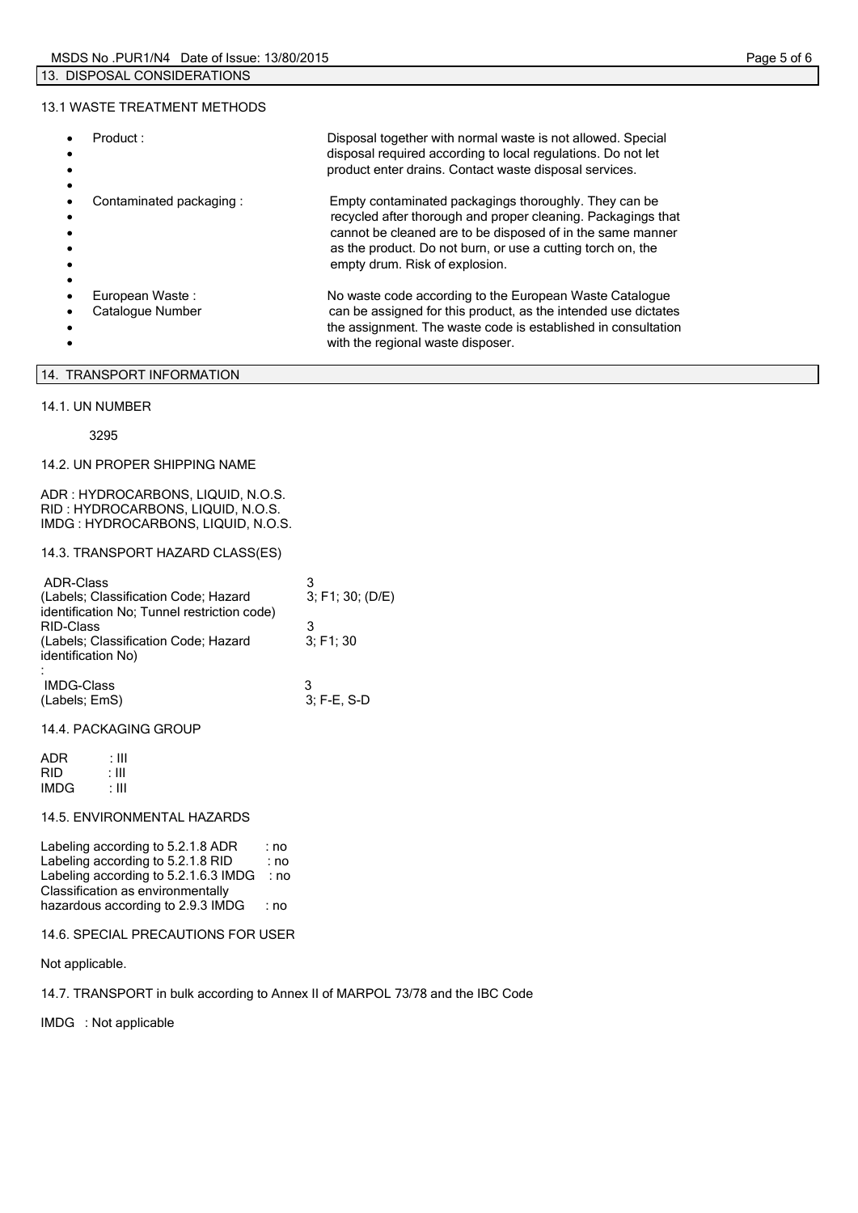## 13. DISPOSAL CONSIDERATIONS

### 13.1 WASTE TREATMENT METHODS

- **Product :** Disposal together with normal waste is not allowed. Special disposal required according to local regulations. Do not let product enter drains. Contact waste disposal services.
- **Contaminated packaging :** Empty contaminated packagings thoroughly. They can be recycled after thorough and proper cleaning. Packagings that cannot be cleaned are to be disposed of in the same manner as the product. Do not burn, or use a cutting torch on, the empty drum. Risk of explosion.
- **European Waste : Catalogue Number** No waste code according to the European Waste Catalogue can be assigned for this product, as the intended use dictates the assignment. The waste code is established in consultation with the regional waste disposer.

## 14. TRANSPORT INFORMATION

### 14.1. UN NUMBER

3295

### 14.2. UN PROPER SHIPPING NAME

ADR : HYDROCARBONS, LIQUID, N.O.S.
RID : HYDROCARBONS, LIQUID, N.O.S.
IMDG : HYDROCARBONS, LIQUID, N.O.S.

### 14.3. TRANSPORT HAZARD CLASS(ES)

| | |
|---|---|
| ADR-Class | 3 |
| (Labels; Classification Code; Hazard identification No; Tunnel restriction code) | 3; F1; 30; (D/E) |
| RID-Class | 3 |
| (Labels; Classification Code; Hazard identification No) : | 3; F1; 30 |
| IMDG-Class | 3 |
| (Labels; EmS) | 3; F-E, S-D |

### 14.4. PACKAGING GROUP

ADR : III
RID : III
IMDG : III

### 14.5. ENVIRONMENTAL HAZARDS

Labeling according to 5.2.1.8 ADR : no
Labeling according to 5.2.1.8 RID : no
Labeling according to 5.2.1.6.3 IMDG : no
Classification as environmentally hazardous according to 2.9.3 IMDG : no

### 14.6. SPECIAL PRECAUTIONS FOR USER

Not applicable.

### 14.7. TRANSPORT in bulk according to Annex II of MARPOL 73/78 and the IBC Code

IMDG : Not applicable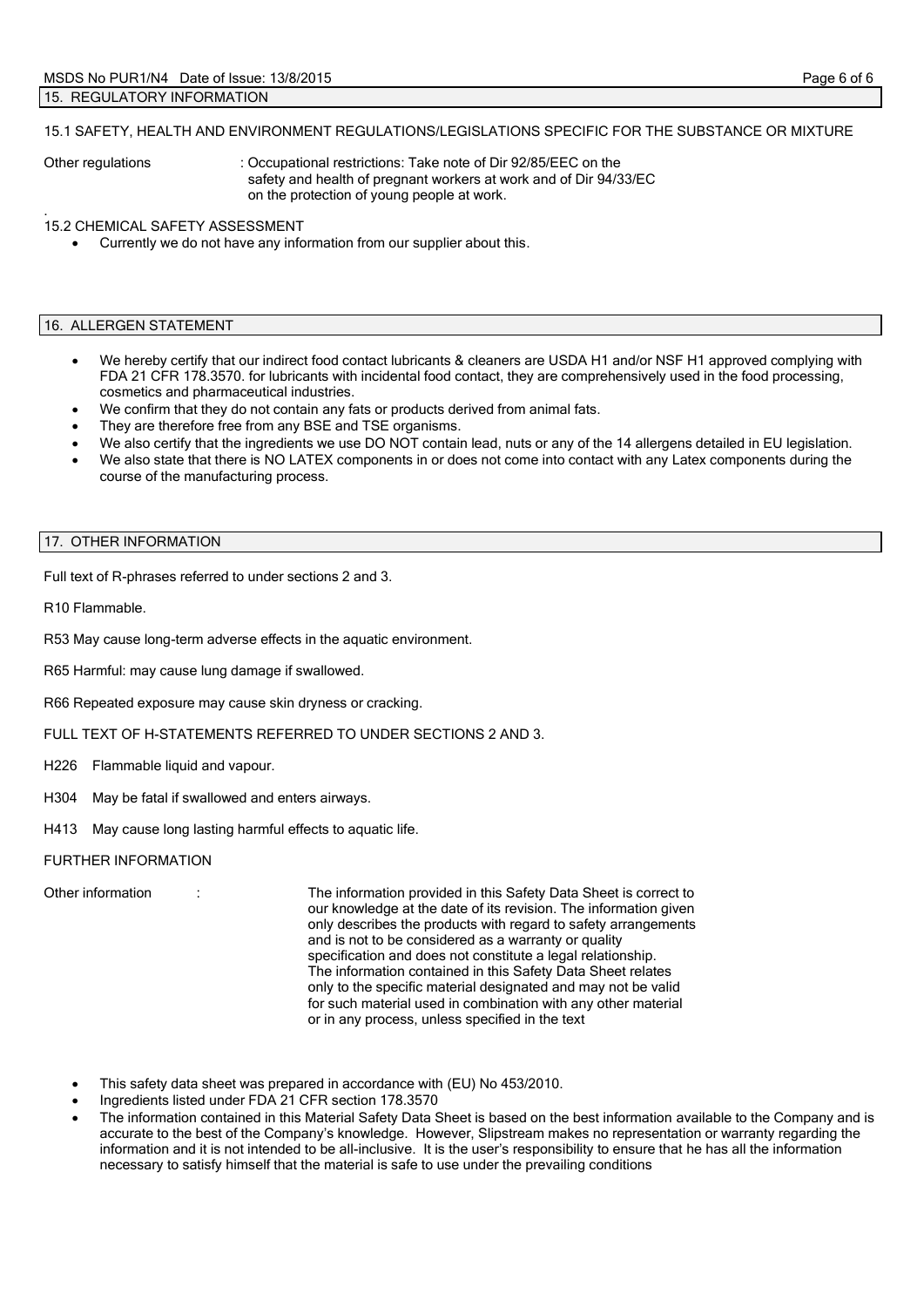## 15. REGULATORY INFORMATION

### 15.1 SAFETY, HEALTH AND ENVIRONMENT REGULATIONS/LEGISLATIONS SPECIFIC FOR THE SUBSTANCE OR MIXTURE

Other regulations : Occupational restrictions: Take note of Dir 92/85/EEC on the safety and health of pregnant workers at work and of Dir 94/33/EC on the protection of young people at work.

### 15.2 CHEMICAL SAFETY ASSESSMENT

- Currently we do not have any information from our supplier about this.

## 16. ALLERGEN STATEMENT

- We hereby certify that our indirect food contact lubricants & cleaners are USDA H1 and/or NSF H1 approved complying with FDA 21 CFR 178.3570. for lubricants with incidental food contact, they are comprehensively used in the food processing, cosmetics and pharmaceutical industries.
- We confirm that they do not contain any fats or products derived from animal fats.
- They are therefore free from any BSE and TSE organisms.
- We also certify that the ingredients we use DO NOT contain lead, nuts or any of the 14 allergens detailed in EU legislation.
- We also state that there is NO LATEX components in or does not come into contact with any Latex components during the course of the manufacturing process.

## 17. OTHER INFORMATION

Full text of R-phrases referred to under sections 2 and 3.

R10 Flammable.

R53 May cause long-term adverse effects in the aquatic environment.

R65 Harmful: may cause lung damage if swallowed.

R66 Repeated exposure may cause skin dryness or cracking.

FULL TEXT OF H-STATEMENTS REFERRED TO UNDER SECTIONS 2 AND 3.

H226 Flammable liquid and vapour.

H304 May be fatal if swallowed and enters airways.

H413 May cause long lasting harmful effects to aquatic life.

FURTHER INFORMATION

Other information : The information provided in this Safety Data Sheet is correct to our knowledge at the date of its revision. The information given only describes the products with regard to safety arrangements and is not to be considered as a warranty or quality specification and does not constitute a legal relationship. The information contained in this Safety Data Sheet relates only to the specific material designated and may not be valid for such material used in combination with any other material or in any process, unless specified in the text

- This safety data sheet was prepared in accordance with (EU) No 453/2010.
- Ingredients listed under FDA 21 CFR section 178.3570
- The information contained in this Material Safety Data Sheet is based on the best information available to the Company and is accurate to the best of the Company's knowledge. However, Slipstream makes no representation or warranty regarding the information and it is not intended to be all-inclusive. It is the user's responsibility to ensure that he has all the information necessary to satisfy himself that the material is safe to use under the prevailing conditions